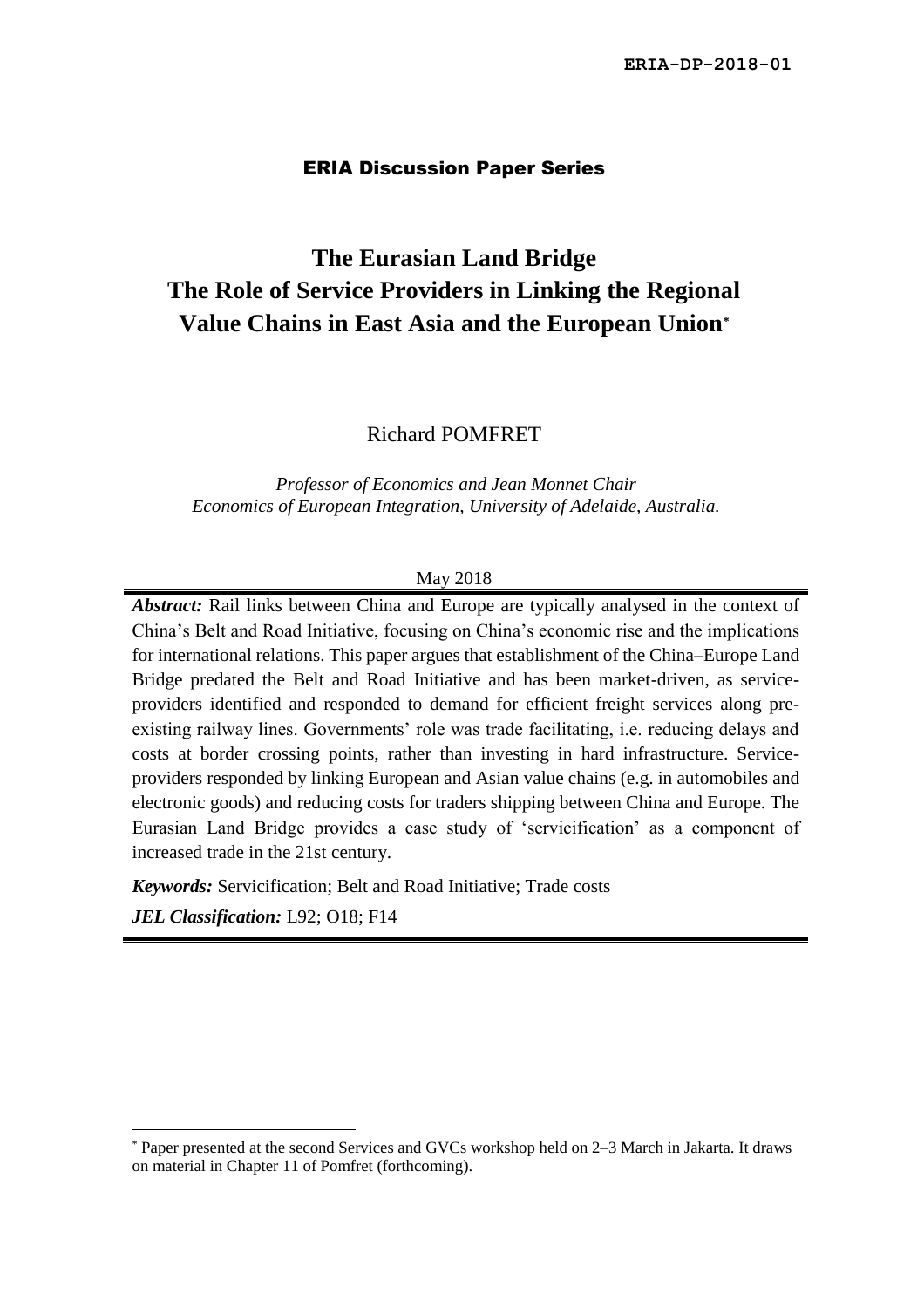ERIA-DP-2018-01

ERIA Discussion Paper Series

# The Eurasian Land Bridge The Role of Service Providers in Linking the Regional Value Chains in East Asia and the European Union*

Richard POMFRET

*Professor of Economics and Jean Monnet Chair Economics of European Integration, University of Adelaide, Australia.*

May 2018

***Abstract:*** Rail links between China and Europe are typically analysed in the context of China's Belt and Road Initiative, focusing on China's economic rise and the implications for international relations. This paper argues that establishment of the China–Europe Land Bridge predated the Belt and Road Initiative and has been market-driven, as service-providers identified and responded to demand for efficient freight services along pre-existing railway lines. Governments' role was trade facilitating, i.e. reducing delays and costs at border crossing points, rather than investing in hard infrastructure. Service-providers responded by linking European and Asian value chains (e.g. in automobiles and electronic goods) and reducing costs for traders shipping between China and Europe. The Eurasian Land Bridge provides a case study of 'servicification' as a component of increased trade in the 21st century.

***Keywords:*** Servicification; Belt and Road Initiative; Trade costs

***JEL Classification:*** L92; O18; F14

---

* Paper presented at the second Services and GVCs workshop held on 2–3 March in Jakarta. It draws on material in Chapter 11 of Pomfret (forthcoming).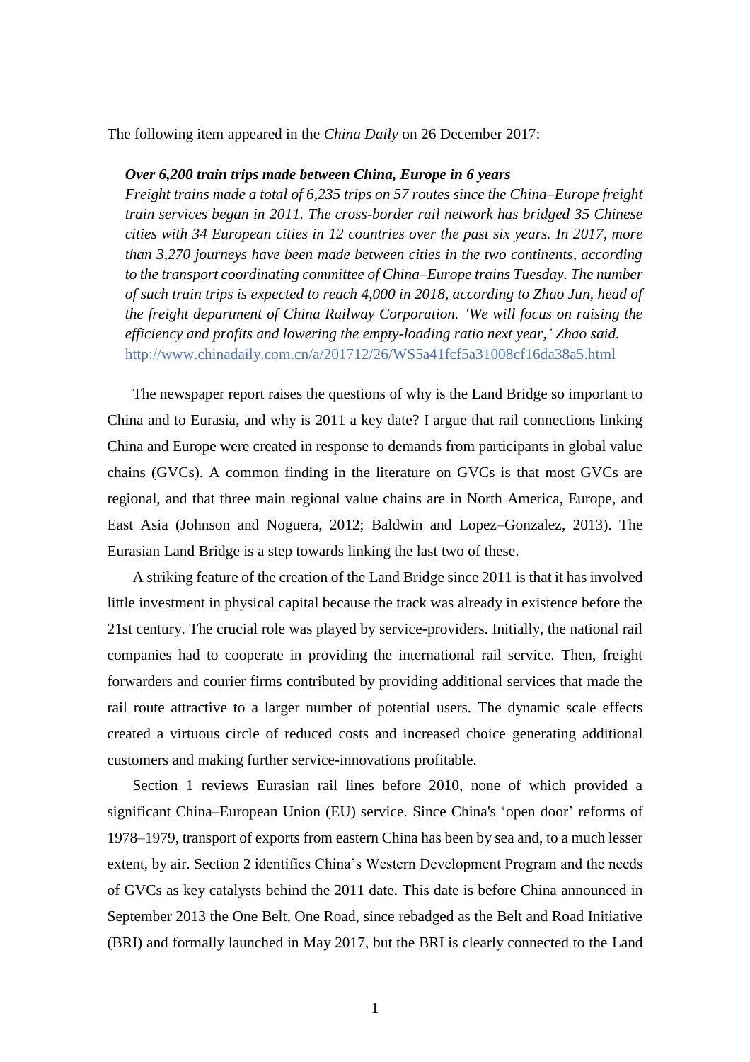The following item appeared in the *China Daily* on 26 December 2017:

> ***Over 6,200 train trips made between China, Europe in 6 years***
> *Freight trains made a total of 6,235 trips on 57 routes since the China–Europe freight train services began in 2011. The cross-border rail network has bridged 35 Chinese cities with 34 European cities in 12 countries over the past six years. In 2017, more than 3,270 journeys have been made between cities in the two continents, according to the transport coordinating committee of China–Europe trains Tuesday. The number of such train trips is expected to reach 4,000 in 2018, according to Zhao Jun, head of the freight department of China Railway Corporation. 'We will focus on raising the efficiency and profits and lowering the empty-loading ratio next year,' Zhao said.*
> http://www.chinadaily.com.cn/a/201712/26/WS5a41fcf5a31008cf16da38a5.html

The newspaper report raises the questions of why is the Land Bridge so important to China and to Eurasia, and why is 2011 a key date? I argue that rail connections linking China and Europe were created in response to demands from participants in global value chains (GVCs). A common finding in the literature on GVCs is that most GVCs are regional, and that three main regional value chains are in North America, Europe, and East Asia (Johnson and Noguera, 2012; Baldwin and Lopez–Gonzalez, 2013). The Eurasian Land Bridge is a step towards linking the last two of these.

A striking feature of the creation of the Land Bridge since 2011 is that it has involved little investment in physical capital because the track was already in existence before the 21st century. The crucial role was played by service-providers. Initially, the national rail companies had to cooperate in providing the international rail service. Then, freight forwarders and courier firms contributed by providing additional services that made the rail route attractive to a larger number of potential users. The dynamic scale effects created a virtuous circle of reduced costs and increased choice generating additional customers and making further service-innovations profitable.

Section 1 reviews Eurasian rail lines before 2010, none of which provided a significant China–European Union (EU) service. Since China's 'open door' reforms of 1978–1979, transport of exports from eastern China has been by sea and, to a much lesser extent, by air. Section 2 identifies China's Western Development Program and the needs of GVCs as key catalysts behind the 2011 date. This date is before China announced in September 2013 the One Belt, One Road, since rebadged as the Belt and Road Initiative (BRI) and formally launched in May 2017, but the BRI is clearly connected to the Land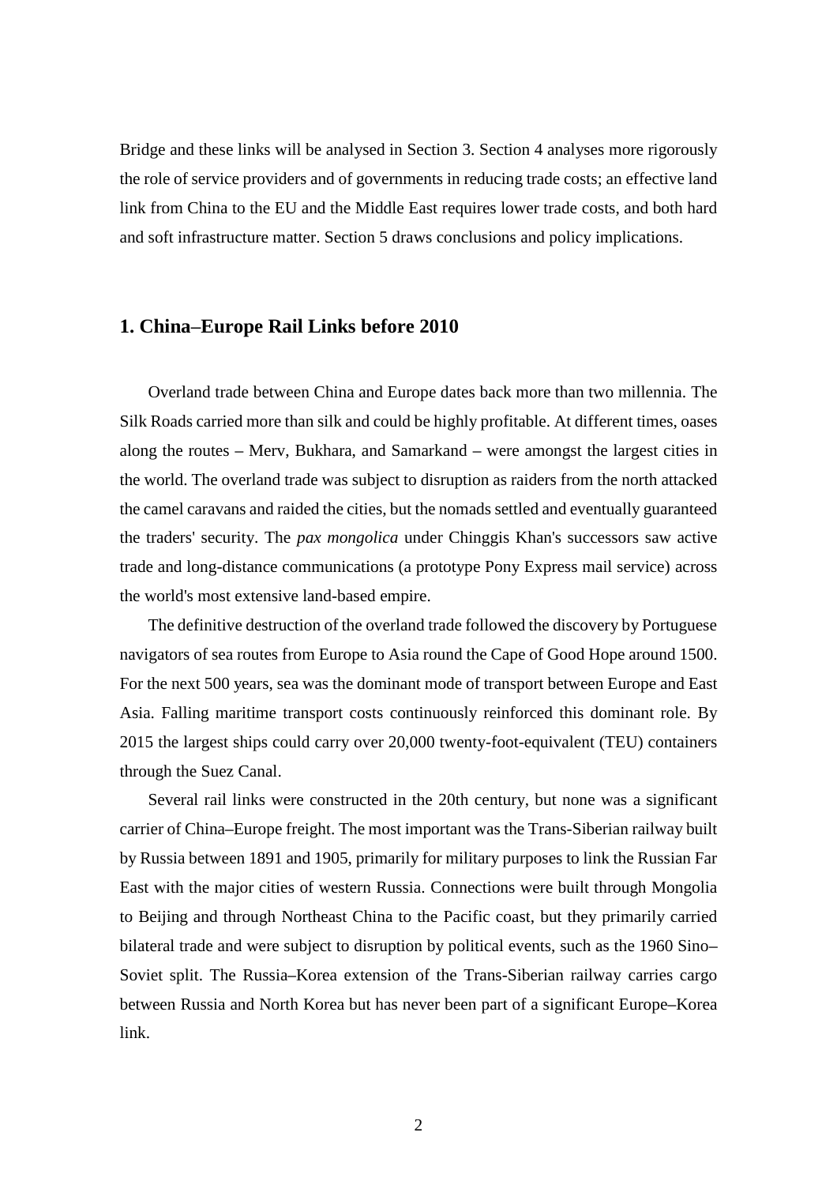Bridge and these links will be analysed in Section 3. Section 4 analyses more rigorously the role of service providers and of governments in reducing trade costs; an effective land link from China to the EU and the Middle East requires lower trade costs, and both hard and soft infrastructure matter. Section 5 draws conclusions and policy implications.

## 1. China–Europe Rail Links before 2010

Overland trade between China and Europe dates back more than two millennia. The Silk Roads carried more than silk and could be highly profitable. At different times, oases along the routes – Merv, Bukhara, and Samarkand – were amongst the largest cities in the world. The overland trade was subject to disruption as raiders from the north attacked the camel caravans and raided the cities, but the nomads settled and eventually guaranteed the traders' security. The *pax mongolica* under Chinggis Khan's successors saw active trade and long-distance communications (a prototype Pony Express mail service) across the world's most extensive land-based empire.

The definitive destruction of the overland trade followed the discovery by Portuguese navigators of sea routes from Europe to Asia round the Cape of Good Hope around 1500. For the next 500 years, sea was the dominant mode of transport between Europe and East Asia. Falling maritime transport costs continuously reinforced this dominant role. By 2015 the largest ships could carry over 20,000 twenty-foot-equivalent (TEU) containers through the Suez Canal.

Several rail links were constructed in the 20th century, but none was a significant carrier of China–Europe freight. The most important was the Trans-Siberian railway built by Russia between 1891 and 1905, primarily for military purposes to link the Russian Far East with the major cities of western Russia. Connections were built through Mongolia to Beijing and through Northeast China to the Pacific coast, but they primarily carried bilateral trade and were subject to disruption by political events, such as the 1960 Sino–Soviet split. The Russia–Korea extension of the Trans-Siberian railway carries cargo between Russia and North Korea but has never been part of a significant Europe–Korea link.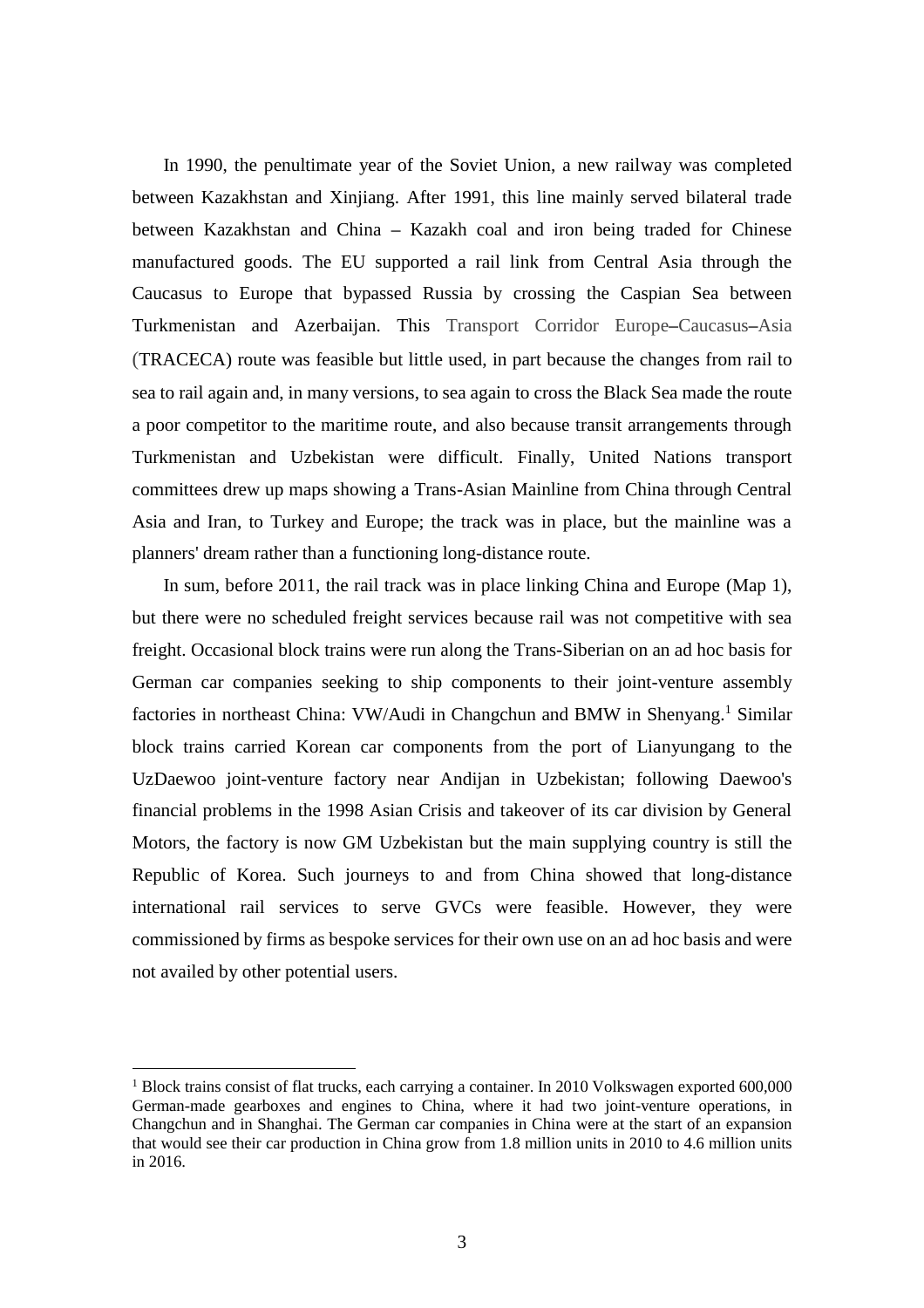In 1990, the penultimate year of the Soviet Union, a new railway was completed between Kazakhstan and Xinjiang. After 1991, this line mainly served bilateral trade between Kazakhstan and China – Kazakh coal and iron being traded for Chinese manufactured goods. The EU supported a rail link from Central Asia through the Caucasus to Europe that bypassed Russia by crossing the Caspian Sea between Turkmenistan and Azerbaijan. This Transport Corridor Europe–Caucasus–Asia (TRACECA) route was feasible but little used, in part because the changes from rail to sea to rail again and, in many versions, to sea again to cross the Black Sea made the route a poor competitor to the maritime route, and also because transit arrangements through Turkmenistan and Uzbekistan were difficult. Finally, United Nations transport committees drew up maps showing a Trans-Asian Mainline from China through Central Asia and Iran, to Turkey and Europe; the track was in place, but the mainline was a planners' dream rather than a functioning long-distance route.

In sum, before 2011, the rail track was in place linking China and Europe (Map 1), but there were no scheduled freight services because rail was not competitive with sea freight. Occasional block trains were run along the Trans-Siberian on an ad hoc basis for German car companies seeking to ship components to their joint-venture assembly factories in northeast China: VW/Audi in Changchun and BMW in Shenyang.[1] Similar block trains carried Korean car components from the port of Lianyungang to the UzDaewoo joint-venture factory near Andijan in Uzbekistan; following Daewoo's financial problems in the 1998 Asian Crisis and takeover of its car division by General Motors, the factory is now GM Uzbekistan but the main supplying country is still the Republic of Korea. Such journeys to and from China showed that long-distance international rail services to serve GVCs were feasible. However, they were commissioned by firms as bespoke services for their own use on an ad hoc basis and were not availed by other potential users.

[1] Block trains consist of flat trucks, each carrying a container. In 2010 Volkswagen exported 600,000 German-made gearboxes and engines to China, where it had two joint-venture operations, in Changchun and in Shanghai. The German car companies in China were at the start of an expansion that would see their car production in China grow from 1.8 million units in 2010 to 4.6 million units in 2016.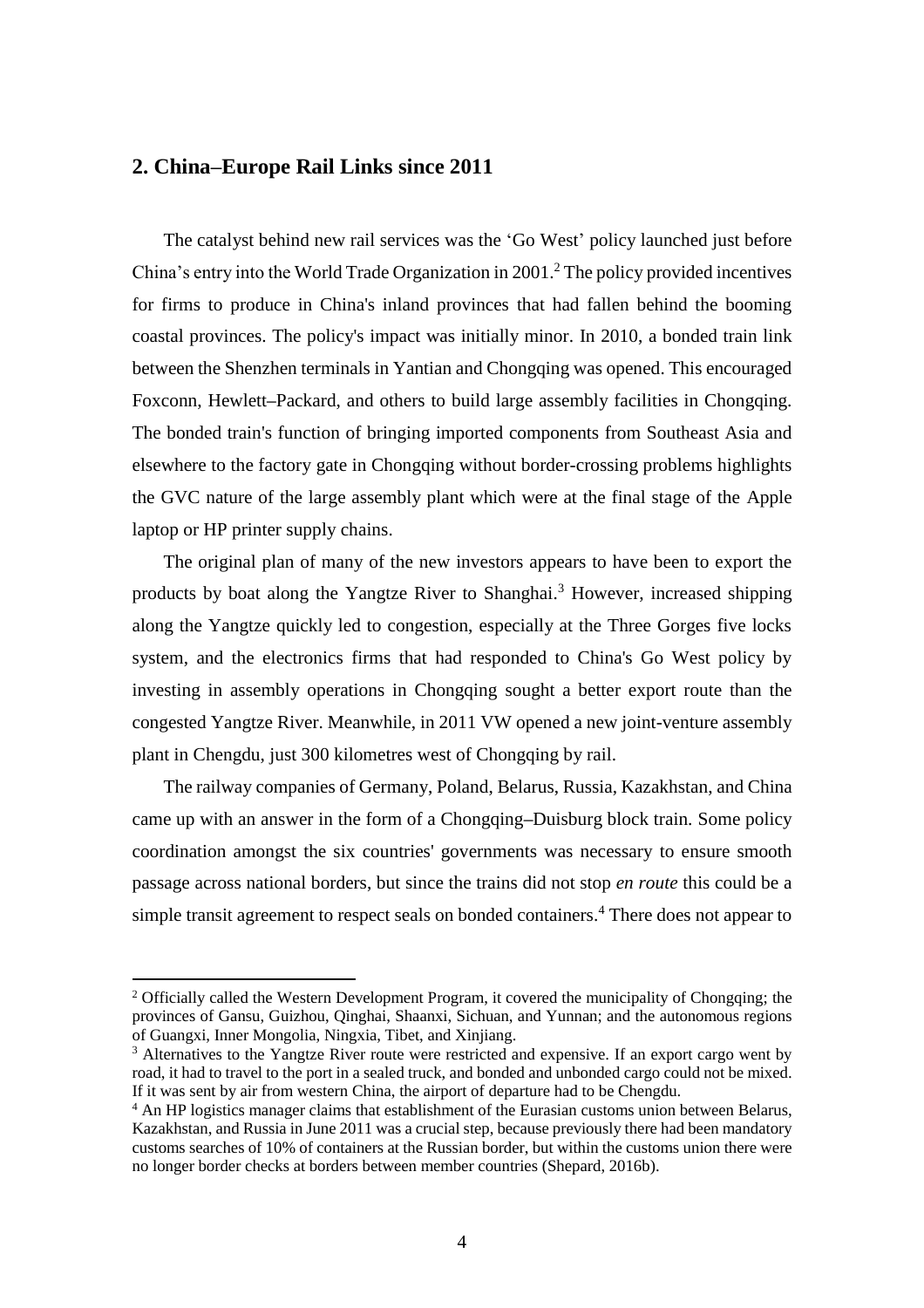## 2. China–Europe Rail Links since 2011

The catalyst behind new rail services was the 'Go West' policy launched just before China's entry into the World Trade Organization in 2001.[2] The policy provided incentives for firms to produce in China's inland provinces that had fallen behind the booming coastal provinces. The policy's impact was initially minor. In 2010, a bonded train link between the Shenzhen terminals in Yantian and Chongqing was opened. This encouraged Foxconn, Hewlett–Packard, and others to build large assembly facilities in Chongqing. The bonded train's function of bringing imported components from Southeast Asia and elsewhere to the factory gate in Chongqing without border-crossing problems highlights the GVC nature of the large assembly plant which were at the final stage of the Apple laptop or HP printer supply chains.

The original plan of many of the new investors appears to have been to export the products by boat along the Yangtze River to Shanghai.[3] However, increased shipping along the Yangtze quickly led to congestion, especially at the Three Gorges five locks system, and the electronics firms that had responded to China's Go West policy by investing in assembly operations in Chongqing sought a better export route than the congested Yangtze River. Meanwhile, in 2011 VW opened a new joint-venture assembly plant in Chengdu, just 300 kilometres west of Chongqing by rail.

The railway companies of Germany, Poland, Belarus, Russia, Kazakhstan, and China came up with an answer in the form of a Chongqing–Duisburg block train. Some policy coordination amongst the six countries' governments was necessary to ensure smooth passage across national borders, but since the trains did not stop *en route* this could be a simple transit agreement to respect seals on bonded containers.[4] There does not appear to

---

[2] Officially called the Western Development Program, it covered the municipality of Chongqing; the provinces of Gansu, Guizhou, Qinghai, Shaanxi, Sichuan, and Yunnan; and the autonomous regions of Guangxi, Inner Mongolia, Ningxia, Tibet, and Xinjiang.

[3] Alternatives to the Yangtze River route were restricted and expensive. If an export cargo went by road, it had to travel to the port in a sealed truck, and bonded and unbonded cargo could not be mixed. If it was sent by air from western China, the airport of departure had to be Chengdu.

[4] An HP logistics manager claims that establishment of the Eurasian customs union between Belarus, Kazakhstan, and Russia in June 2011 was a crucial step, because previously there had been mandatory customs searches of 10% of containers at the Russian border, but within the customs union there were no longer border checks at borders between member countries (Shepard, 2016b).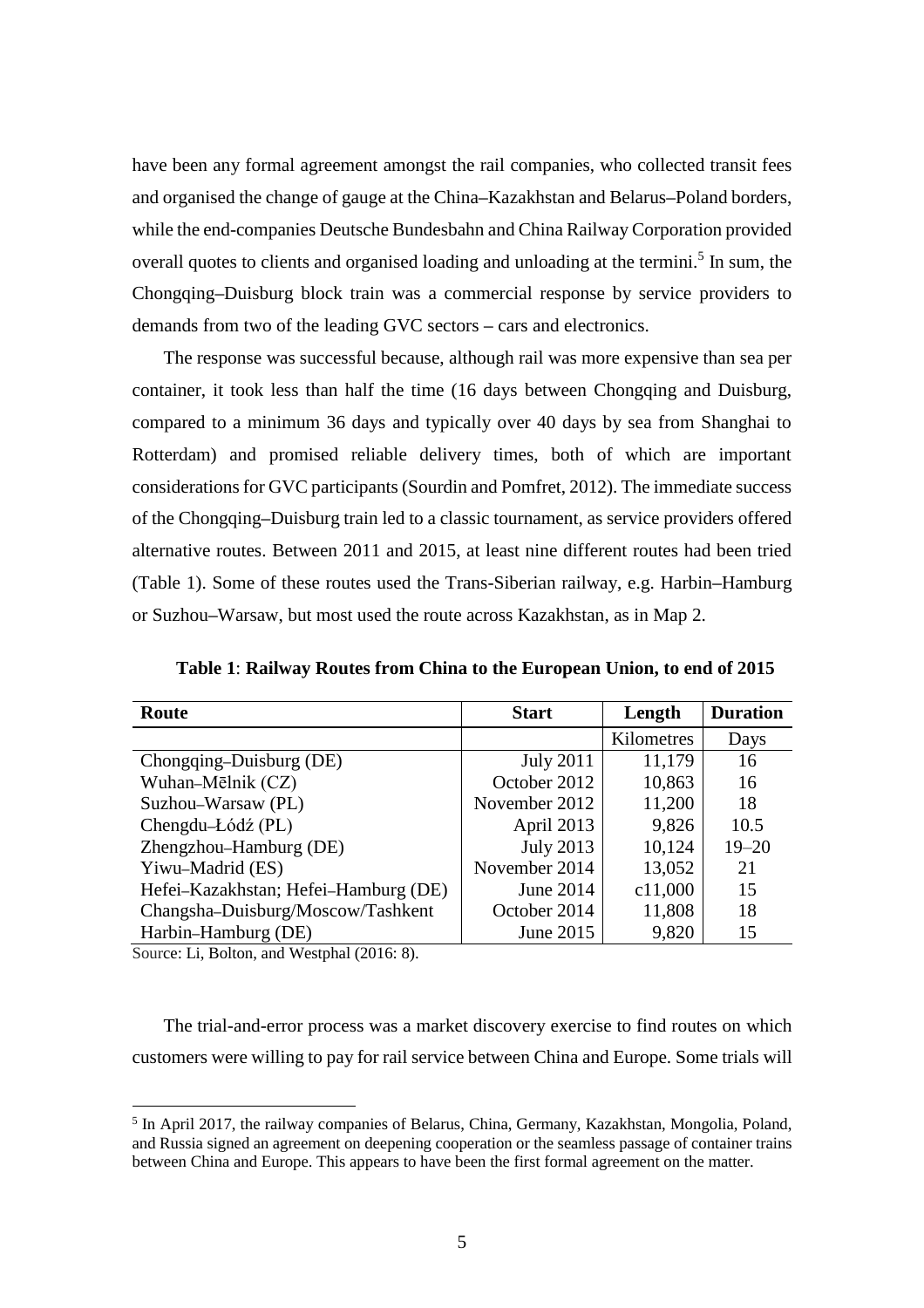have been any formal agreement amongst the rail companies, who collected transit fees and organised the change of gauge at the China–Kazakhstan and Belarus–Poland borders, while the end-companies Deutsche Bundesbahn and China Railway Corporation provided overall quotes to clients and organised loading and unloading at the termini.[5] In sum, the Chongqing–Duisburg block train was a commercial response by service providers to demands from two of the leading GVC sectors – cars and electronics.

The response was successful because, although rail was more expensive than sea per container, it took less than half the time (16 days between Chongqing and Duisburg, compared to a minimum 36 days and typically over 40 days by sea from Shanghai to Rotterdam) and promised reliable delivery times, both of which are important considerations for GVC participants (Sourdin and Pomfret, 2012). The immediate success of the Chongqing–Duisburg train led to a classic tournament, as service providers offered alternative routes. Between 2011 and 2015, at least nine different routes had been tried (Table 1). Some of these routes used the Trans-Siberian railway, e.g. Harbin–Hamburg or Suzhou–Warsaw, but most used the route across Kazakhstan, as in Map 2.

**Table 1**: **Railway Routes from China to the European Union, to end of 2015**

| Route | Start | Length | Duration |
|---|---|---|---|
| | | Kilometres | Days |
| Chongqing–Duisburg (DE) | July 2011 | 11,179 | 16 |
| Wuhan–Mēlnik (CZ) | October 2012 | 10,863 | 16 |
| Suzhou–Warsaw (PL) | November 2012 | 11,200 | 18 |
| Chengdu–Łódź (PL) | April 2013 | 9,826 | 10.5 |
| Zhengzhou–Hamburg (DE) | July 2013 | 10,124 | 19–20 |
| Yiwu–Madrid (ES) | November 2014 | 13,052 | 21 |
| Hefei–Kazakhstan; Hefei–Hamburg (DE) | June 2014 | c11,000 | 15 |
| Changsha–Duisburg/Moscow/Tashkent | October 2014 | 11,808 | 18 |
| Harbin–Hamburg (DE) | June 2015 | 9,820 | 15 |

Source: Li, Bolton, and Westphal (2016: 8).

The trial-and-error process was a market discovery exercise to find routes on which customers were willing to pay for rail service between China and Europe. Some trials will

[5] In April 2017, the railway companies of Belarus, China, Germany, Kazakhstan, Mongolia, Poland, and Russia signed an agreement on deepening cooperation or the seamless passage of container trains between China and Europe. This appears to have been the first formal agreement on the matter.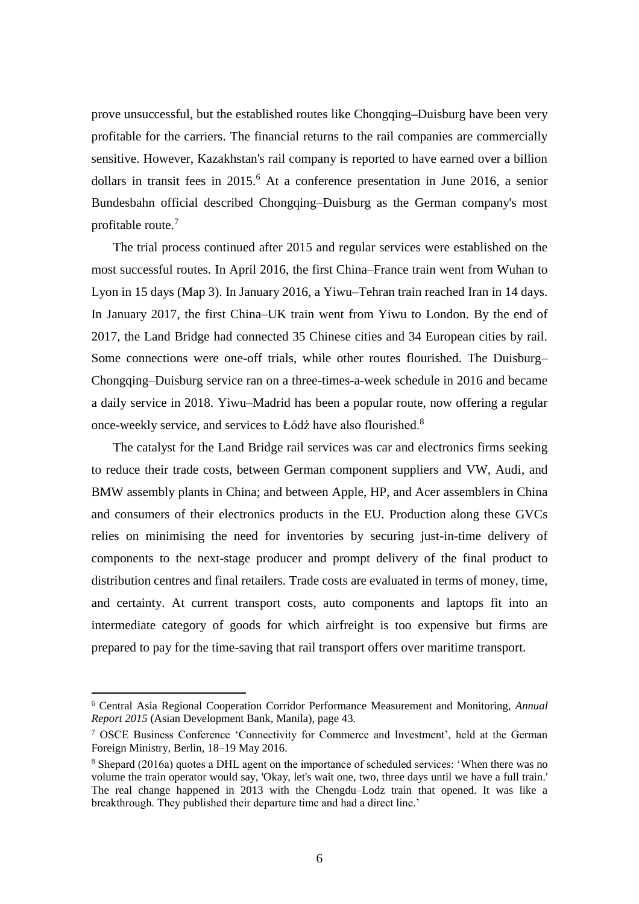prove unsuccessful, but the established routes like Chongqing–Duisburg have been very profitable for the carriers. The financial returns to the rail companies are commercially sensitive. However, Kazakhstan's rail company is reported to have earned over a billion dollars in transit fees in 2015.[6] At a conference presentation in June 2016, a senior Bundesbahn official described Chongqing–Duisburg as the German company's most profitable route.[7]

The trial process continued after 2015 and regular services were established on the most successful routes. In April 2016, the first China–France train went from Wuhan to Lyon in 15 days (Map 3). In January 2016, a Yiwu–Tehran train reached Iran in 14 days. In January 2017, the first China–UK train went from Yiwu to London. By the end of 2017, the Land Bridge had connected 35 Chinese cities and 34 European cities by rail. Some connections were one-off trials, while other routes flourished. The Duisburg–Chongqing–Duisburg service ran on a three-times-a-week schedule in 2016 and became a daily service in 2018. Yiwu–Madrid has been a popular route, now offering a regular once-weekly service, and services to Łódź have also flourished.[8]

The catalyst for the Land Bridge rail services was car and electronics firms seeking to reduce their trade costs, between German component suppliers and VW, Audi, and BMW assembly plants in China; and between Apple, HP, and Acer assemblers in China and consumers of their electronics products in the EU. Production along these GVCs relies on minimising the need for inventories by securing just-in-time delivery of components to the next-stage producer and prompt delivery of the final product to distribution centres and final retailers. Trade costs are evaluated in terms of money, time, and certainty. At current transport costs, auto components and laptops fit into an intermediate category of goods for which airfreight is too expensive but firms are prepared to pay for the time-saving that rail transport offers over maritime transport.

---

[6] Central Asia Regional Cooperation Corridor Performance Measurement and Monitoring, *Annual Report 2015* (Asian Development Bank, Manila), page 43.

[7] OSCE Business Conference 'Connectivity for Commerce and Investment', held at the German Foreign Ministry, Berlin, 18–19 May 2016.

[8] Shepard (2016a) quotes a DHL agent on the importance of scheduled services: 'When there was no volume the train operator would say, 'Okay, let's wait one, two, three days until we have a full train.' The real change happened in 2013 with the Chengdu–Lodz train that opened. It was like a breakthrough. They published their departure time and had a direct line.'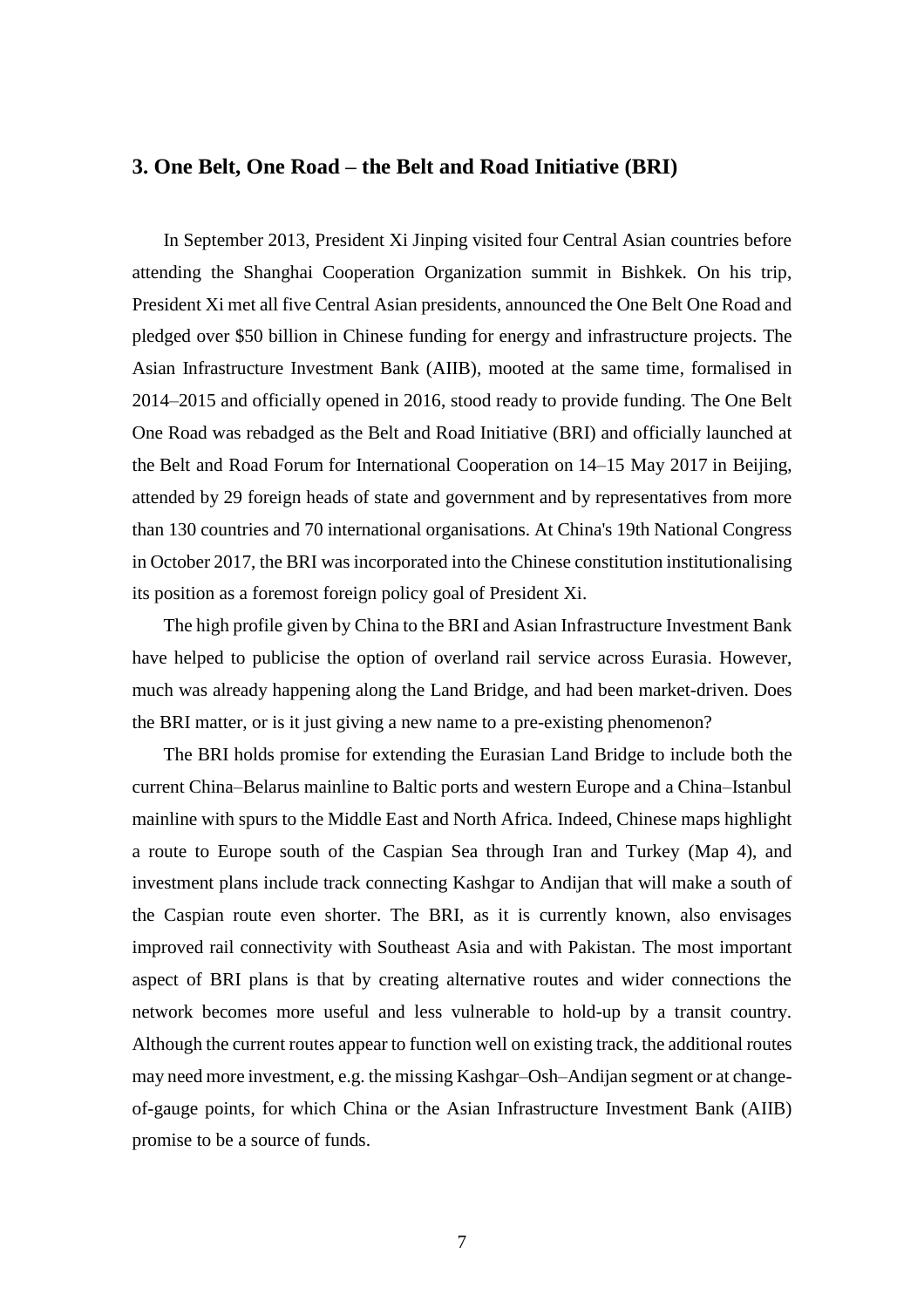## 3. One Belt, One Road – the Belt and Road Initiative (BRI)

In September 2013, President Xi Jinping visited four Central Asian countries before attending the Shanghai Cooperation Organization summit in Bishkek. On his trip, President Xi met all five Central Asian presidents, announced the One Belt One Road and pledged over $50 billion in Chinese funding for energy and infrastructure projects. The Asian Infrastructure Investment Bank (AIIB), mooted at the same time, formalised in 2014–2015 and officially opened in 2016, stood ready to provide funding. The One Belt One Road was rebadged as the Belt and Road Initiative (BRI) and officially launched at the Belt and Road Forum for International Cooperation on 14–15 May 2017 in Beijing, attended by 29 foreign heads of state and government and by representatives from more than 130 countries and 70 international organisations. At China's 19th National Congress in October 2017, the BRI was incorporated into the Chinese constitution institutionalising its position as a foremost foreign policy goal of President Xi.

The high profile given by China to the BRI and Asian Infrastructure Investment Bank have helped to publicise the option of overland rail service across Eurasia. However, much was already happening along the Land Bridge, and had been market-driven. Does the BRI matter, or is it just giving a new name to a pre-existing phenomenon?

The BRI holds promise for extending the Eurasian Land Bridge to include both the current China–Belarus mainline to Baltic ports and western Europe and a China–Istanbul mainline with spurs to the Middle East and North Africa. Indeed, Chinese maps highlight a route to Europe south of the Caspian Sea through Iran and Turkey (Map 4), and investment plans include track connecting Kashgar to Andijan that will make a south of the Caspian route even shorter. The BRI, as it is currently known, also envisages improved rail connectivity with Southeast Asia and with Pakistan. The most important aspect of BRI plans is that by creating alternative routes and wider connections the network becomes more useful and less vulnerable to hold-up by a transit country. Although the current routes appear to function well on existing track, the additional routes may need more investment, e.g. the missing Kashgar–Osh–Andijan segment or at change-of-gauge points, for which China or the Asian Infrastructure Investment Bank (AIIB) promise to be a source of funds.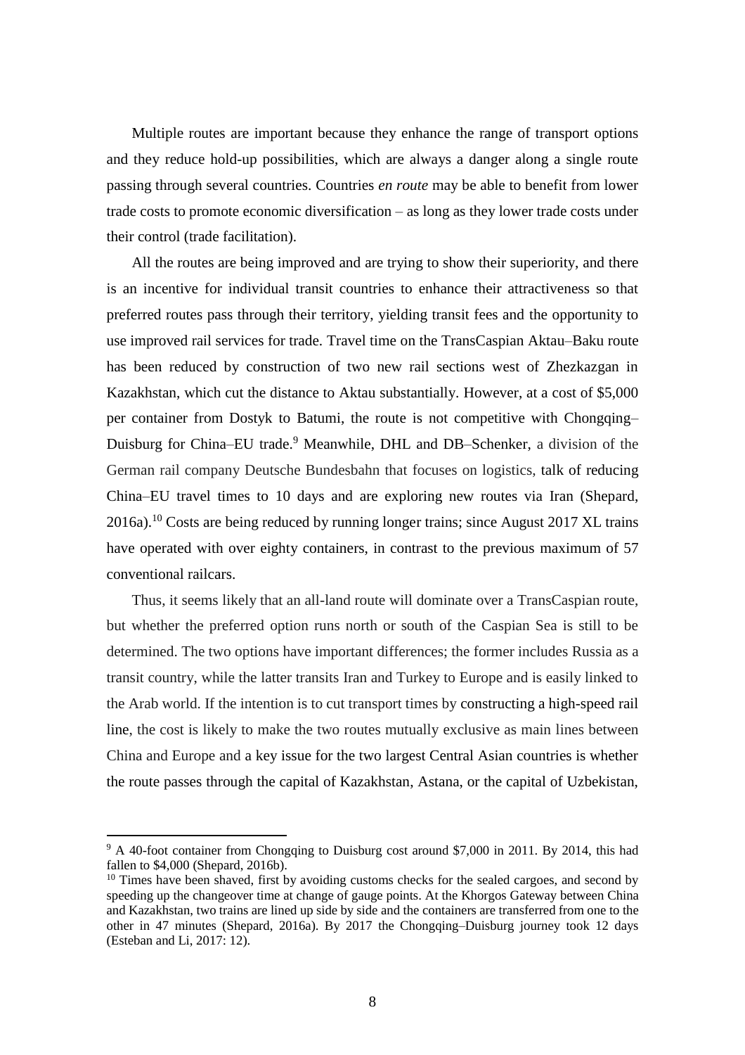Multiple routes are important because they enhance the range of transport options and they reduce hold-up possibilities, which are always a danger along a single route passing through several countries. Countries *en route* may be able to benefit from lower trade costs to promote economic diversification – as long as they lower trade costs under their control (trade facilitation).

All the routes are being improved and are trying to show their superiority, and there is an incentive for individual transit countries to enhance their attractiveness so that preferred routes pass through their territory, yielding transit fees and the opportunity to use improved rail services for trade. Travel time on the TransCaspian Aktau–Baku route has been reduced by construction of two new rail sections west of Zhezkazgan in Kazakhstan, which cut the distance to Aktau substantially. However, at a cost of $5,000 per container from Dostyk to Batumi, the route is not competitive with Chongqing–Duisburg for China–EU trade.[9] Meanwhile, DHL and DB–Schenker, a division of the German rail company Deutsche Bundesbahn that focuses on logistics, talk of reducing China–EU travel times to 10 days and are exploring new routes via Iran (Shepard, 2016a).[10] Costs are being reduced by running longer trains; since August 2017 XL trains have operated with over eighty containers, in contrast to the previous maximum of 57 conventional railcars.

Thus, it seems likely that an all-land route will dominate over a TransCaspian route, but whether the preferred option runs north or south of the Caspian Sea is still to be determined. The two options have important differences; the former includes Russia as a transit country, while the latter transits Iran and Turkey to Europe and is easily linked to the Arab world. If the intention is to cut transport times by constructing a high-speed rail line, the cost is likely to make the two routes mutually exclusive as main lines between China and Europe and a key issue for the two largest Central Asian countries is whether the route passes through the capital of Kazakhstan, Astana, or the capital of Uzbekistan,

[9] A 40-foot container from Chongqing to Duisburg cost around $7,000 in 2011. By 2014, this had fallen to $4,000 (Shepard, 2016b).

[10] Times have been shaved, first by avoiding customs checks for the sealed cargoes, and second by speeding up the changeover time at change of gauge points. At the Khorgos Gateway between China and Kazakhstan, two trains are lined up side by side and the containers are transferred from one to the other in 47 minutes (Shepard, 2016a). By 2017 the Chongqing–Duisburg journey took 12 days (Esteban and Li, 2017: 12).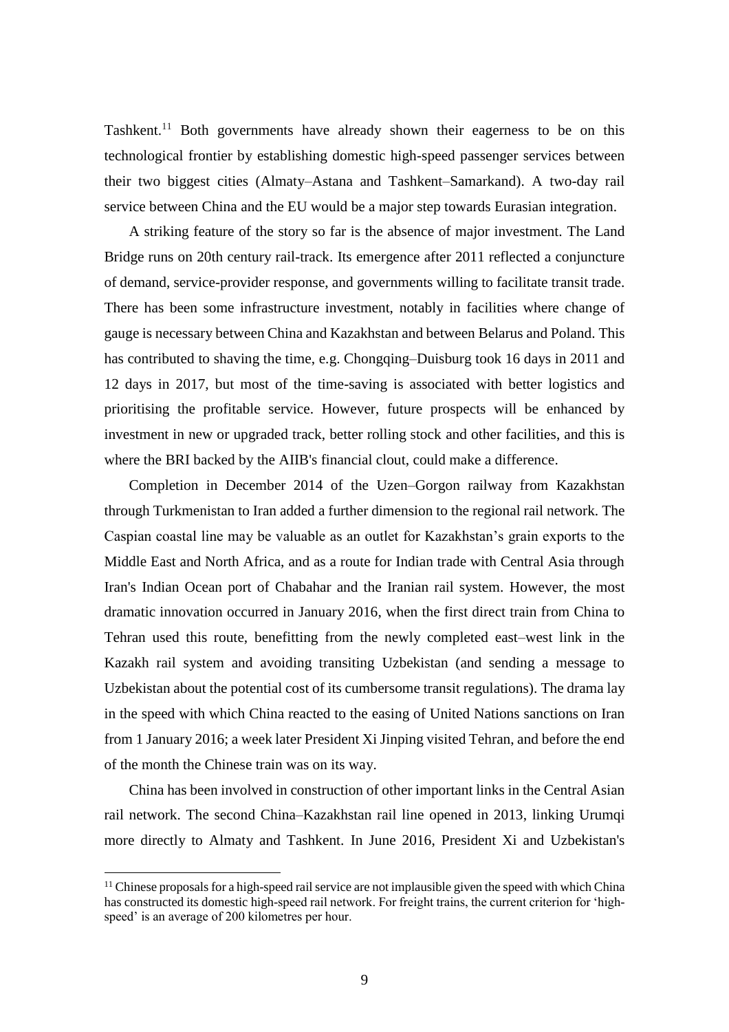Tashkent.[11] Both governments have already shown their eagerness to be on this technological frontier by establishing domestic high-speed passenger services between their two biggest cities (Almaty–Astana and Tashkent–Samarkand). A two-day rail service between China and the EU would be a major step towards Eurasian integration.

A striking feature of the story so far is the absence of major investment. The Land Bridge runs on 20th century rail-track. Its emergence after 2011 reflected a conjuncture of demand, service-provider response, and governments willing to facilitate transit trade. There has been some infrastructure investment, notably in facilities where change of gauge is necessary between China and Kazakhstan and between Belarus and Poland. This has contributed to shaving the time, e.g. Chongqing–Duisburg took 16 days in 2011 and 12 days in 2017, but most of the time-saving is associated with better logistics and prioritising the profitable service. However, future prospects will be enhanced by investment in new or upgraded track, better rolling stock and other facilities, and this is where the BRI backed by the AIIB's financial clout, could make a difference.

Completion in December 2014 of the Uzen–Gorgon railway from Kazakhstan through Turkmenistan to Iran added a further dimension to the regional rail network. The Caspian coastal line may be valuable as an outlet for Kazakhstan's grain exports to the Middle East and North Africa, and as a route for Indian trade with Central Asia through Iran's Indian Ocean port of Chabahar and the Iranian rail system. However, the most dramatic innovation occurred in January 2016, when the first direct train from China to Tehran used this route, benefitting from the newly completed east–west link in the Kazakh rail system and avoiding transiting Uzbekistan (and sending a message to Uzbekistan about the potential cost of its cumbersome transit regulations). The drama lay in the speed with which China reacted to the easing of United Nations sanctions on Iran from 1 January 2016; a week later President Xi Jinping visited Tehran, and before the end of the month the Chinese train was on its way.

China has been involved in construction of other important links in the Central Asian rail network. The second China–Kazakhstan rail line opened in 2013, linking Urumqi more directly to Almaty and Tashkent. In June 2016, President Xi and Uzbekistan's

---

[11] Chinese proposals for a high-speed rail service are not implausible given the speed with which China has constructed its domestic high-speed rail network. For freight trains, the current criterion for 'high-speed' is an average of 200 kilometres per hour.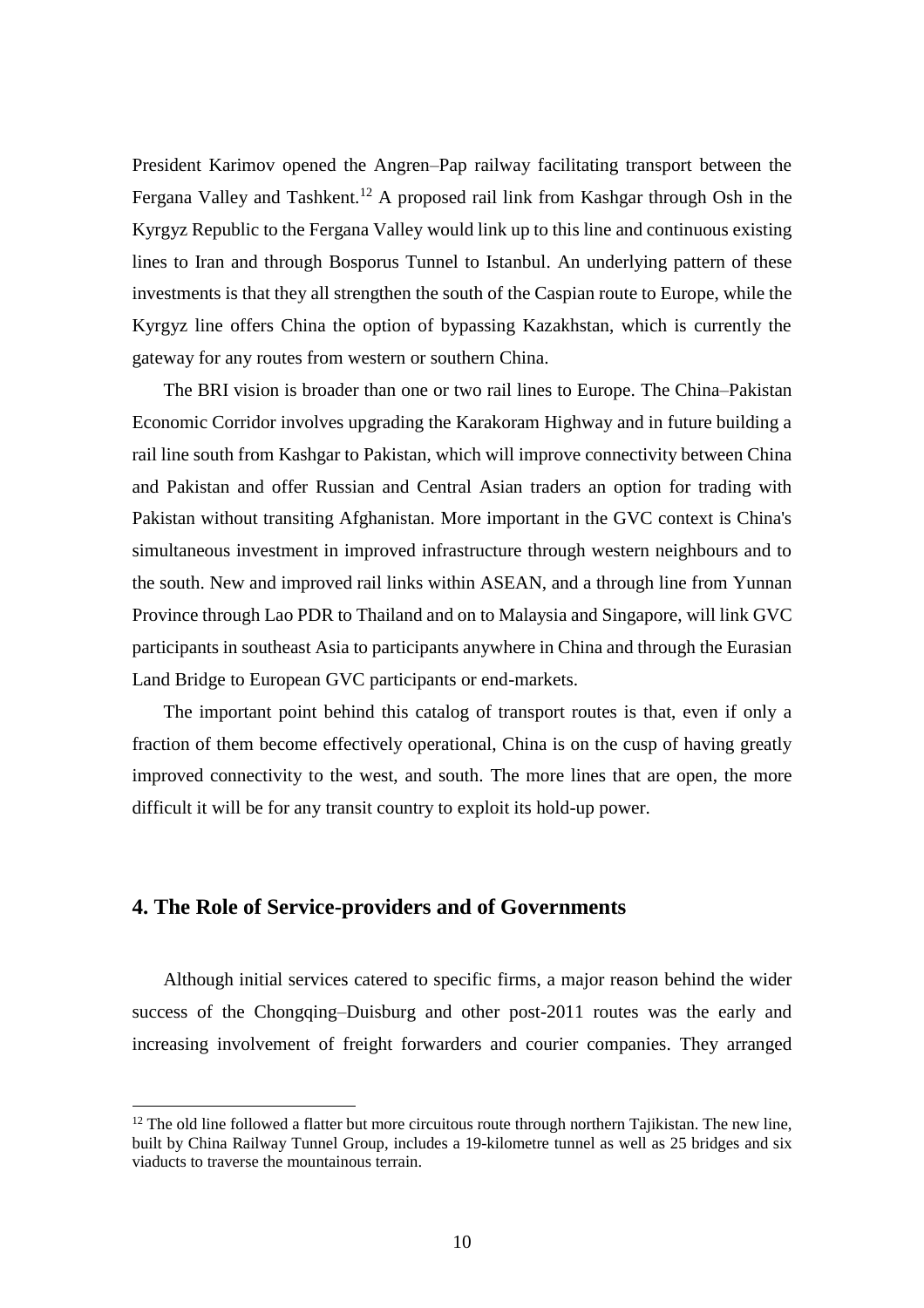President Karimov opened the Angren–Pap railway facilitating transport between the Fergana Valley and Tashkent.[12] A proposed rail link from Kashgar through Osh in the Kyrgyz Republic to the Fergana Valley would link up to this line and continuous existing lines to Iran and through Bosporus Tunnel to Istanbul. An underlying pattern of these investments is that they all strengthen the south of the Caspian route to Europe, while the Kyrgyz line offers China the option of bypassing Kazakhstan, which is currently the gateway for any routes from western or southern China.

The BRI vision is broader than one or two rail lines to Europe. The China–Pakistan Economic Corridor involves upgrading the Karakoram Highway and in future building a rail line south from Kashgar to Pakistan, which will improve connectivity between China and Pakistan and offer Russian and Central Asian traders an option for trading with Pakistan without transiting Afghanistan. More important in the GVC context is China's simultaneous investment in improved infrastructure through western neighbours and to the south. New and improved rail links within ASEAN, and a through line from Yunnan Province through Lao PDR to Thailand and on to Malaysia and Singapore, will link GVC participants in southeast Asia to participants anywhere in China and through the Eurasian Land Bridge to European GVC participants or end-markets.

The important point behind this catalog of transport routes is that, even if only a fraction of them become effectively operational, China is on the cusp of having greatly improved connectivity to the west, and south. The more lines that are open, the more difficult it will be for any transit country to exploit its hold-up power.

## 4. The Role of Service-providers and of Governments

Although initial services catered to specific firms, a major reason behind the wider success of the Chongqing–Duisburg and other post-2011 routes was the early and increasing involvement of freight forwarders and courier companies. They arranged

[12] The old line followed a flatter but more circuitous route through northern Tajikistan. The new line, built by China Railway Tunnel Group, includes a 19-kilometre tunnel as well as 25 bridges and six viaducts to traverse the mountainous terrain.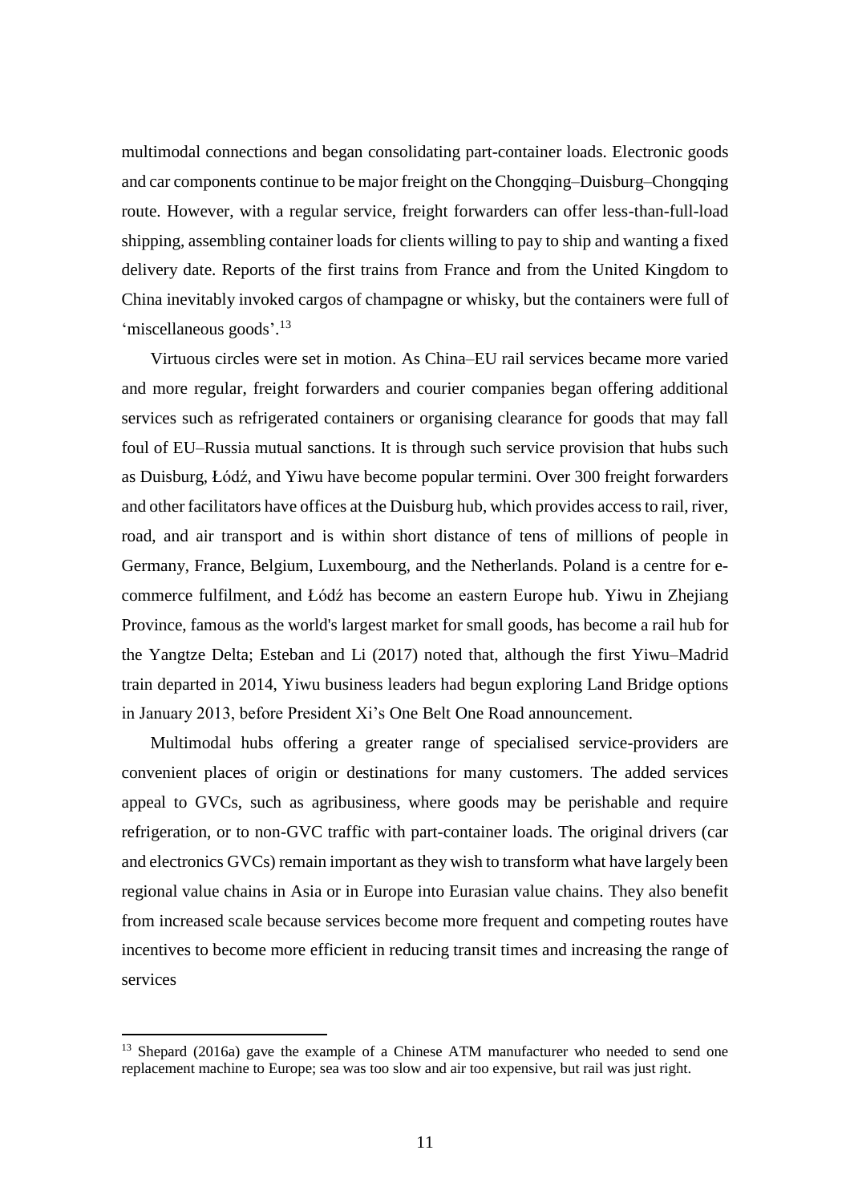multimodal connections and began consolidating part-container loads. Electronic goods and car components continue to be major freight on the Chongqing–Duisburg–Chongqing route. However, with a regular service, freight forwarders can offer less-than-full-load shipping, assembling container loads for clients willing to pay to ship and wanting a fixed delivery date. Reports of the first trains from France and from the United Kingdom to China inevitably invoked cargos of champagne or whisky, but the containers were full of 'miscellaneous goods'.[13]

Virtuous circles were set in motion. As China–EU rail services became more varied and more regular, freight forwarders and courier companies began offering additional services such as refrigerated containers or organising clearance for goods that may fall foul of EU–Russia mutual sanctions. It is through such service provision that hubs such as Duisburg, Łódź, and Yiwu have become popular termini. Over 300 freight forwarders and other facilitators have offices at the Duisburg hub, which provides access to rail, river, road, and air transport and is within short distance of tens of millions of people in Germany, France, Belgium, Luxembourg, and the Netherlands. Poland is a centre for e-commerce fulfilment, and Łódź has become an eastern Europe hub. Yiwu in Zhejiang Province, famous as the world's largest market for small goods, has become a rail hub for the Yangtze Delta; Esteban and Li (2017) noted that, although the first Yiwu–Madrid train departed in 2014, Yiwu business leaders had begun exploring Land Bridge options in January 2013, before President Xi's One Belt One Road announcement.

Multimodal hubs offering a greater range of specialised service-providers are convenient places of origin or destinations for many customers. The added services appeal to GVCs, such as agribusiness, where goods may be perishable and require refrigeration, or to non-GVC traffic with part-container loads. The original drivers (car and electronics GVCs) remain important as they wish to transform what have largely been regional value chains in Asia or in Europe into Eurasian value chains. They also benefit from increased scale because services become more frequent and competing routes have incentives to become more efficient in reducing transit times and increasing the range of services

[13] Shepard (2016a) gave the example of a Chinese ATM manufacturer who needed to send one replacement machine to Europe; sea was too slow and air too expensive, but rail was just right.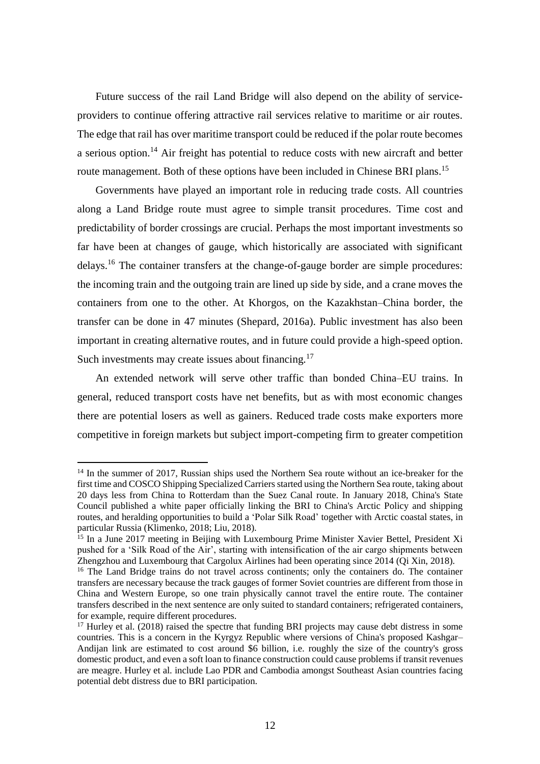Future success of the rail Land Bridge will also depend on the ability of service-providers to continue offering attractive rail services relative to maritime or air routes. The edge that rail has over maritime transport could be reduced if the polar route becomes a serious option.[14] Air freight has potential to reduce costs with new aircraft and better route management. Both of these options have been included in Chinese BRI plans.[15]

Governments have played an important role in reducing trade costs. All countries along a Land Bridge route must agree to simple transit procedures. Time cost and predictability of border crossings are crucial. Perhaps the most important investments so far have been at changes of gauge, which historically are associated with significant delays.[16] The container transfers at the change-of-gauge border are simple procedures: the incoming train and the outgoing train are lined up side by side, and a crane moves the containers from one to the other. At Khorgos, on the Kazakhstan–China border, the transfer can be done in 47 minutes (Shepard, 2016a). Public investment has also been important in creating alternative routes, and in future could provide a high-speed option. Such investments may create issues about financing.[17]

An extended network will serve other traffic than bonded China–EU trains. In general, reduced transport costs have net benefits, but as with most economic changes there are potential losers as well as gainers. Reduced trade costs make exporters more competitive in foreign markets but subject import-competing firm to greater competition

---

[14] In the summer of 2017, Russian ships used the Northern Sea route without an ice-breaker for the first time and COSCO Shipping Specialized Carriers started using the Northern Sea route, taking about 20 days less from China to Rotterdam than the Suez Canal route. In January 2018, China's State Council published a white paper officially linking the BRI to China's Arctic Policy and shipping routes, and heralding opportunities to build a 'Polar Silk Road' together with Arctic coastal states, in particular Russia (Klimenko, 2018; Liu, 2018).

[15] In a June 2017 meeting in Beijing with Luxembourg Prime Minister Xavier Bettel, President Xi pushed for a 'Silk Road of the Air', starting with intensification of the air cargo shipments between Zhengzhou and Luxembourg that Cargolux Airlines had been operating since 2014 (Qi Xin, 2018).

[16] The Land Bridge trains do not travel across continents; only the containers do. The container transfers are necessary because the track gauges of former Soviet countries are different from those in China and Western Europe, so one train physically cannot travel the entire route. The container transfers described in the next sentence are only suited to standard containers; refrigerated containers, for example, require different procedures.

[17] Hurley et al. (2018) raised the spectre that funding BRI projects may cause debt distress in some countries. This is a concern in the Kyrgyz Republic where versions of China's proposed Kashgar–Andijan link are estimated to cost around $6 billion, i.e. roughly the size of the country's gross domestic product, and even a soft loan to finance construction could cause problems if transit revenues are meagre. Hurley et al. include Lao PDR and Cambodia amongst Southeast Asian countries facing potential debt distress due to BRI participation.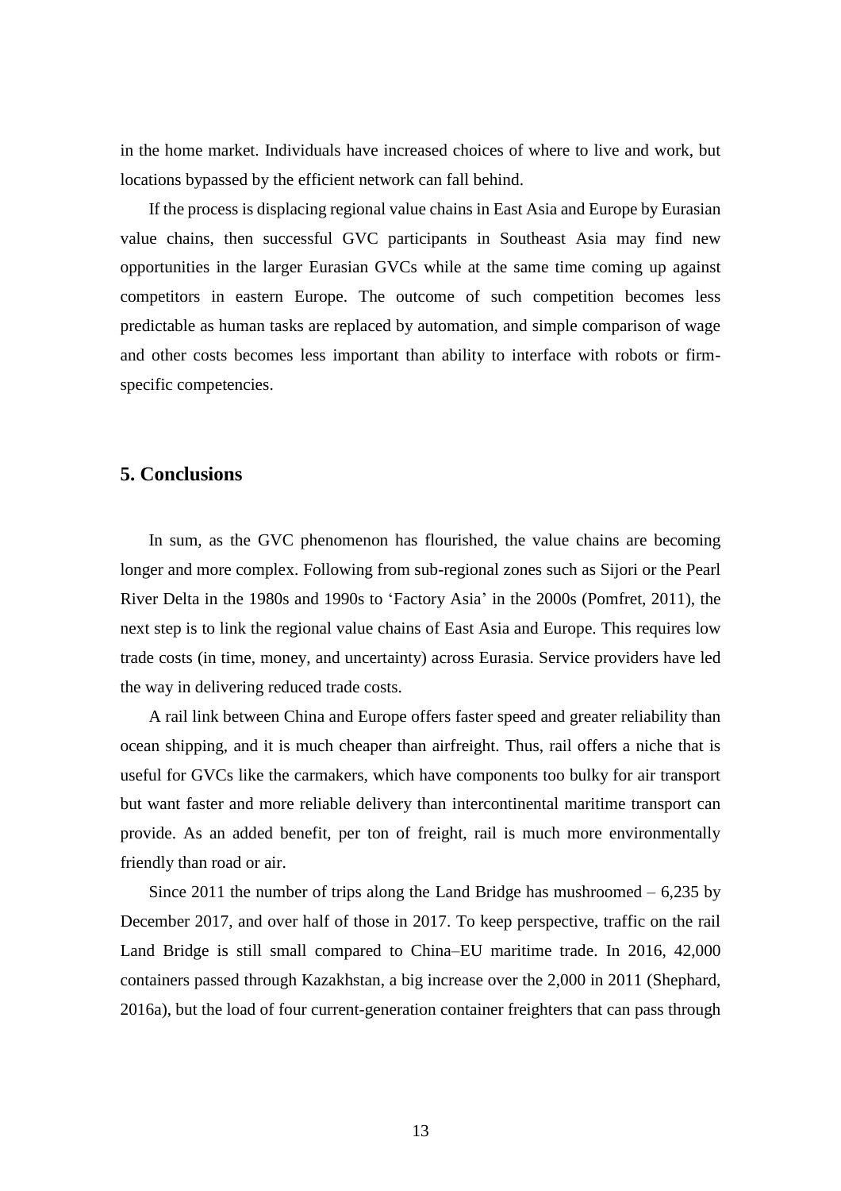in the home market. Individuals have increased choices of where to live and work, but locations bypassed by the efficient network can fall behind.

If the process is displacing regional value chains in East Asia and Europe by Eurasian value chains, then successful GVC participants in Southeast Asia may find new opportunities in the larger Eurasian GVCs while at the same time coming up against competitors in eastern Europe. The outcome of such competition becomes less predictable as human tasks are replaced by automation, and simple comparison of wage and other costs becomes less important than ability to interface with robots or firm-specific competencies.

## 5. Conclusions

In sum, as the GVC phenomenon has flourished, the value chains are becoming longer and more complex. Following from sub-regional zones such as Sijori or the Pearl River Delta in the 1980s and 1990s to 'Factory Asia' in the 2000s (Pomfret, 2011), the next step is to link the regional value chains of East Asia and Europe. This requires low trade costs (in time, money, and uncertainty) across Eurasia. Service providers have led the way in delivering reduced trade costs.

A rail link between China and Europe offers faster speed and greater reliability than ocean shipping, and it is much cheaper than airfreight. Thus, rail offers a niche that is useful for GVCs like the carmakers, which have components too bulky for air transport but want faster and more reliable delivery than intercontinental maritime transport can provide. As an added benefit, per ton of freight, rail is much more environmentally friendly than road or air.

Since 2011 the number of trips along the Land Bridge has mushroomed – 6,235 by December 2017, and over half of those in 2017. To keep perspective, traffic on the rail Land Bridge is still small compared to China–EU maritime trade. In 2016, 42,000 containers passed through Kazakhstan, a big increase over the 2,000 in 2011 (Shephard, 2016a), but the load of four current-generation container freighters that can pass through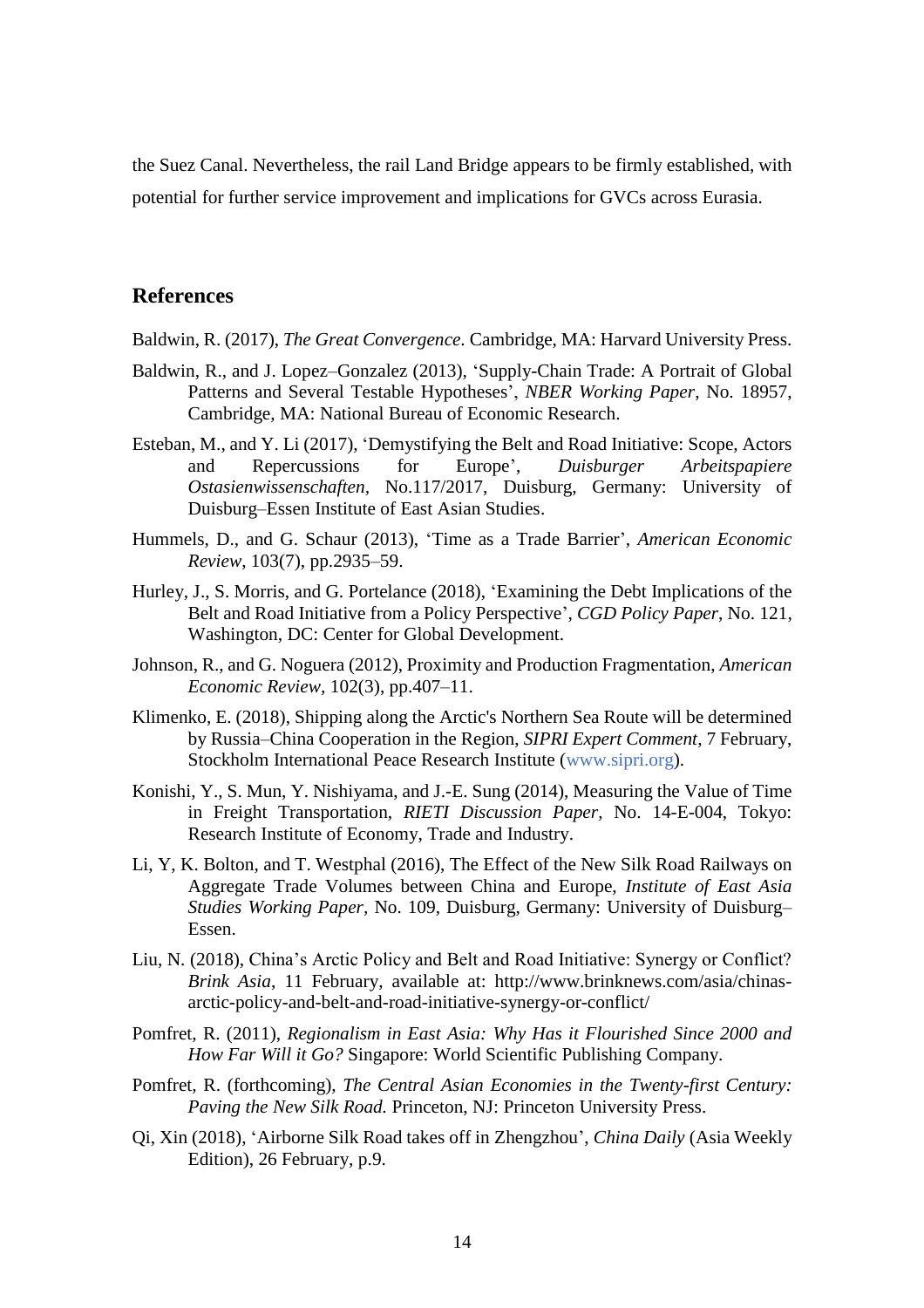the Suez Canal. Nevertheless, the rail Land Bridge appears to be firmly established, with potential for further service improvement and implications for GVCs across Eurasia.

## References

Baldwin, R. (2017), *The Great Convergence*. Cambridge, MA: Harvard University Press.

Baldwin, R., and J. Lopez–Gonzalez (2013), 'Supply-Chain Trade: A Portrait of Global Patterns and Several Testable Hypotheses', *NBER Working Paper*, No. 18957, Cambridge, MA: National Bureau of Economic Research.

Esteban, M., and Y. Li (2017), 'Demystifying the Belt and Road Initiative: Scope, Actors and Repercussions for Europe', *Duisburger Arbeitspapiere Ostasienwissenschaften*, No.117/2017, Duisburg, Germany: University of Duisburg–Essen Institute of East Asian Studies.

Hummels, D., and G. Schaur (2013), 'Time as a Trade Barrier', *American Economic Review*, 103(7), pp.2935–59.

Hurley, J., S. Morris, and G. Portelance (2018), 'Examining the Debt Implications of the Belt and Road Initiative from a Policy Perspective', *CGD Policy Paper*, No. 121, Washington, DC: Center for Global Development.

Johnson, R., and G. Noguera (2012), Proximity and Production Fragmentation, *American Economic Review*, 102(3), pp.407–11.

Klimenko, E. (2018), Shipping along the Arctic's Northern Sea Route will be determined by Russia–China Cooperation in the Region, *SIPRI Expert Comment*, 7 February, Stockholm International Peace Research Institute (www.sipri.org).

Konishi, Y., S. Mun, Y. Nishiyama, and J.-E. Sung (2014), Measuring the Value of Time in Freight Transportation, *RIETI Discussion Paper*, No. 14-E-004, Tokyo: Research Institute of Economy, Trade and Industry.

Li, Y, K. Bolton, and T. Westphal (2016), The Effect of the New Silk Road Railways on Aggregate Trade Volumes between China and Europe, *Institute of East Asia Studies Working Paper*, No. 109, Duisburg, Germany: University of Duisburg–Essen.

Liu, N. (2018), China's Arctic Policy and Belt and Road Initiative: Synergy or Conflict? *Brink Asia*, 11 February, available at: http://www.brinknews.com/asia/chinas-arctic-policy-and-belt-and-road-initiative-synergy-or-conflict/

Pomfret, R. (2011), *Regionalism in East Asia: Why Has it Flourished Since 2000 and How Far Will it Go?* Singapore: World Scientific Publishing Company.

Pomfret, R. (forthcoming), *The Central Asian Economies in the Twenty-first Century: Paving the New Silk Road.* Princeton, NJ: Princeton University Press.

Qi, Xin (2018), 'Airborne Silk Road takes off in Zhengzhou', *China Daily* (Asia Weekly Edition), 26 February, p.9.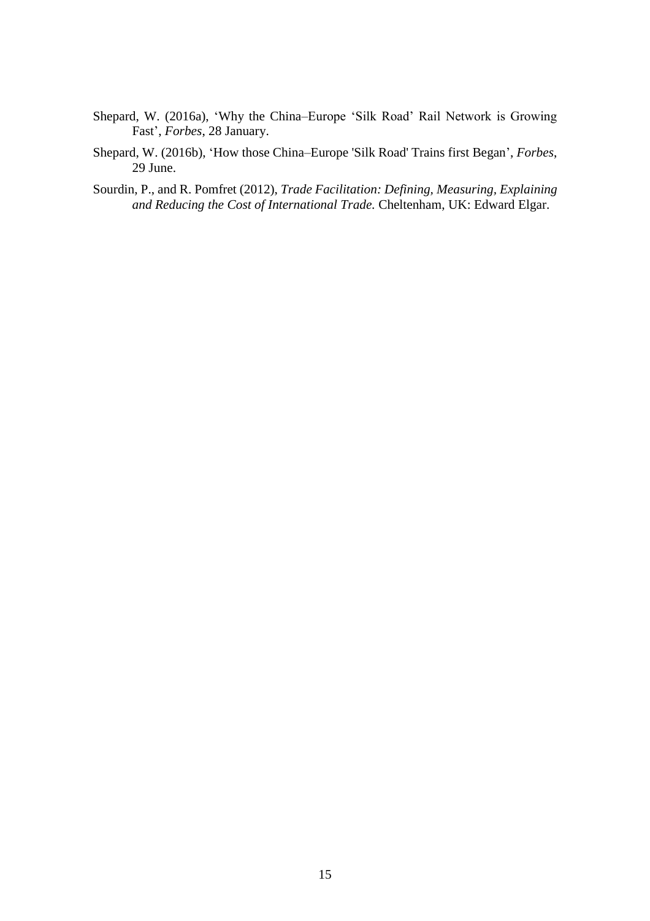Shepard, W. (2016a), 'Why the China–Europe 'Silk Road' Rail Network is Growing Fast', *Forbes*, 28 January.

Shepard, W. (2016b), 'How those China–Europe 'Silk Road' Trains first Began', *Forbes*, 29 June.

Sourdin, P., and R. Pomfret (2012), *Trade Facilitation: Defining, Measuring, Explaining and Reducing the Cost of International Trade.* Cheltenham, UK: Edward Elgar.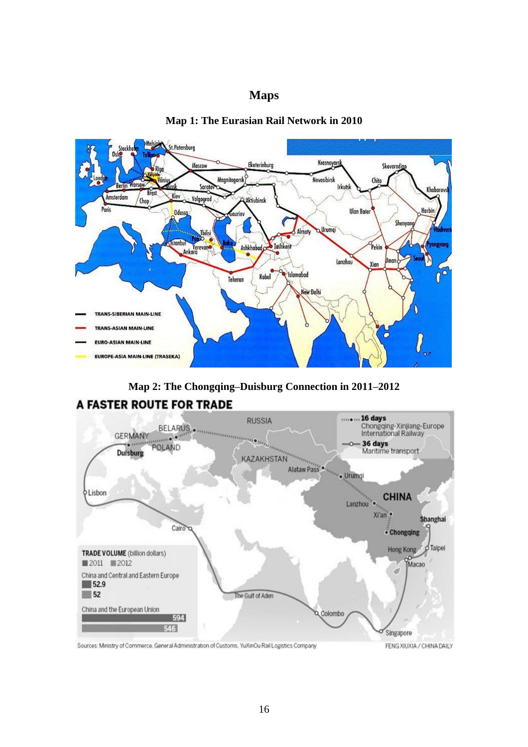# Maps

**Map 1: The Eurasian Rail Network in 2010**

**Map 2: The Chongqing–Duisburg Connection in 2011–2012**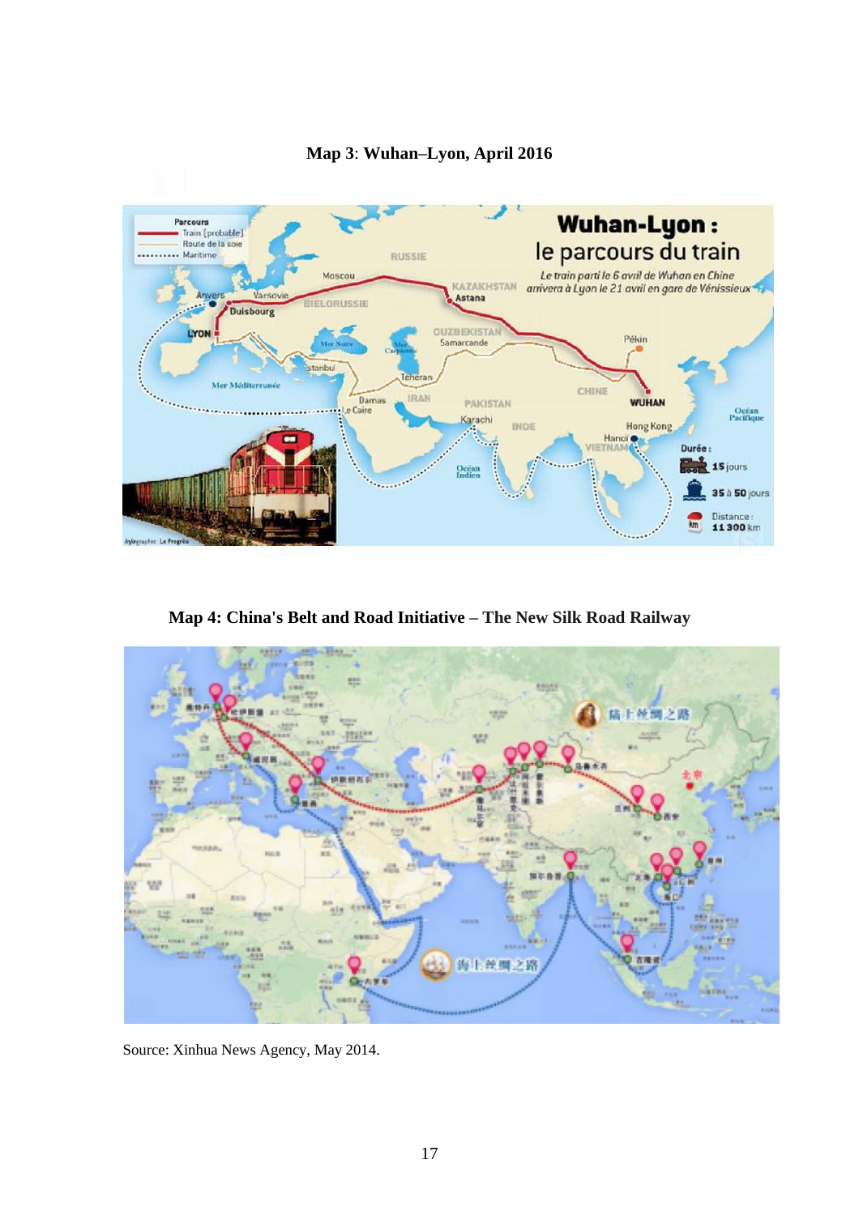**Map 3**: **Wuhan–Lyon, April 2016**

**Map 4: China's Belt and Road Initiative – The New Silk Road Railway**

Source: Xinhua News Agency, May 2014.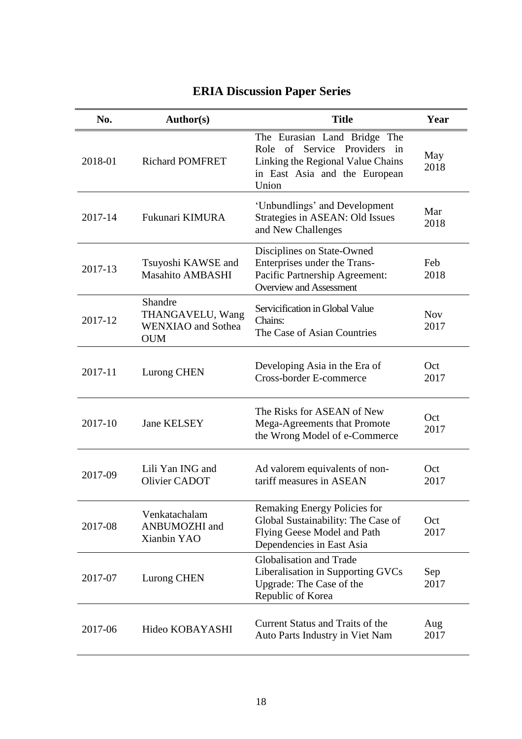# ERIA Discussion Paper Series

| No. | Author(s) | Title | Year |
| --- | --- | --- | --- |
| 2018-01 | Richard POMFRET | The Eurasian Land Bridge The Role of Service Providers in Linking the Regional Value Chains in East Asia and the European Union | May 2018 |
| 2017-14 | Fukunari KIMURA | 'Unbundlings' and Development Strategies in ASEAN: Old Issues and New Challenges | Mar 2018 |
| 2017-13 | Tsuyoshi KAWSE and Masahito AMBASHI | Disciplines on State-Owned Enterprises under the Trans-Pacific Partnership Agreement: Overview and Assessment | Feb 2018 |
| 2017-12 | Shandre THANGAVELU, Wang WENXIAO and Sothea OUM | Servicification in Global Value Chains: The Case of Asian Countries | Nov 2017 |
| 2017-11 | Lurong CHEN | Developing Asia in the Era of Cross-border E-commerce | Oct 2017 |
| 2017-10 | Jane KELSEY | The Risks for ASEAN of New Mega-Agreements that Promote the Wrong Model of e-Commerce | Oct 2017 |
| 2017-09 | Lili Yan ING and Olivier CADOT | Ad valorem equivalents of non-tariff measures in ASEAN | Oct 2017 |
| 2017-08 | Venkatachalam ANBUMOZHI and Xianbin YAO | Remaking Energy Policies for Global Sustainability: The Case of Flying Geese Model and Path Dependencies in East Asia | Oct 2017 |
| 2017-07 | Lurong CHEN | Globalisation and Trade Liberalisation in Supporting GVCs Upgrade: The Case of the Republic of Korea | Sep 2017 |
| 2017-06 | Hideo KOBAYASHI | Current Status and Traits of the Auto Parts Industry in Viet Nam | Aug 2017 |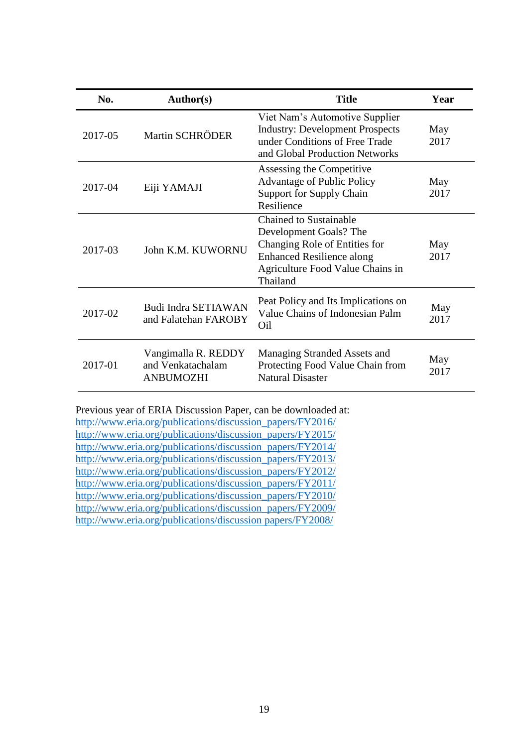| No. | Author(s) | Title | Year |
|---|---|---|---|
| 2017-05 | Martin SCHRÖDER | Viet Nam's Automotive Supplier Industry: Development Prospects under Conditions of Free Trade and Global Production Networks | May 2017 |
| 2017-04 | Eiji YAMAJI | Assessing the Competitive Advantage of Public Policy Support for Supply Chain Resilience | May 2017 |
| 2017-03 | John K.M. KUWORNU | Chained to Sustainable Development Goals? The Changing Role of Entities for Enhanced Resilience along Agriculture Food Value Chains in Thailand | May 2017 |
| 2017-02 | Budi Indra SETIAWAN and Falatehan FAROBY | Peat Policy and Its Implications on Value Chains of Indonesian Palm Oil | May 2017 |
| 2017-01 | Vangimalla R. REDDY and Venkatachalam ANBUMOZHI | Managing Stranded Assets and Protecting Food Value Chain from Natural Disaster | May 2017 |

Previous year of ERIA Discussion Paper, can be downloaded at:
http://www.eria.org/publications/discussion_papers/FY2016/
http://www.eria.org/publications/discussion_papers/FY2015/
http://www.eria.org/publications/discussion_papers/FY2014/
http://www.eria.org/publications/discussion_papers/FY2013/
http://www.eria.org/publications/discussion_papers/FY2012/
http://www.eria.org/publications/discussion_papers/FY2011/
http://www.eria.org/publications/discussion_papers/FY2010/
http://www.eria.org/publications/discussion_papers/FY2009/
http://www.eria.org/publications/discussion papers/FY2008/